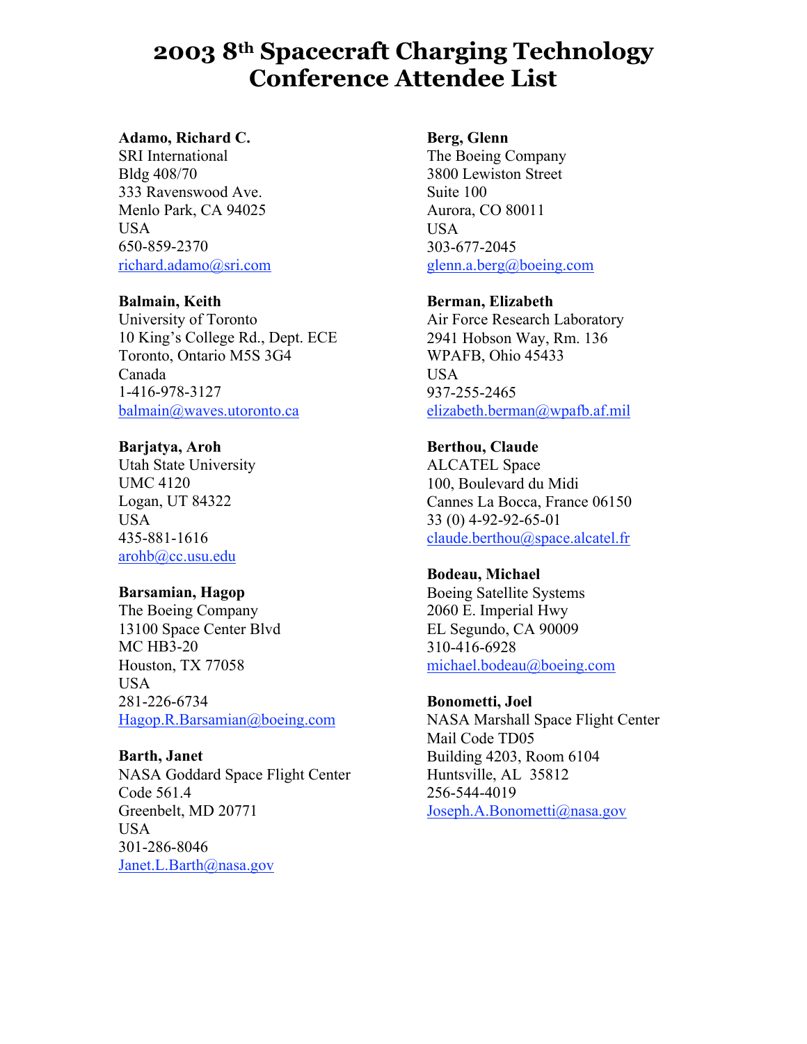# 2003 8th Spacecraft Charging Technology Conference Attendee List

**Adamo, Richard C.**
SRI International
Bldg 408/70
333 Ravenswood Ave.
Menlo Park, CA 94025
USA
650-859-2370
richard.adamo@sri.com

**Balmain, Keith**
University of Toronto
10 King's College Rd., Dept. ECE
Toronto, Ontario M5S 3G4
Canada
1-416-978-3127
balmain@waves.utoronto.ca

**Barjatya, Aroh**
Utah State University
UMC 4120
Logan, UT 84322
USA
435-881-1616
arohb@cc.usu.edu

**Barsamian, Hagop**
The Boeing Company
13100 Space Center Blvd
MC HB3-20
Houston, TX 77058
USA
281-226-6734
Hagop.R.Barsamian@boeing.com

**Barth, Janet**
NASA Goddard Space Flight Center
Code 561.4
Greenbelt, MD 20771
USA
301-286-8046
Janet.L.Barth@nasa.gov

**Berg, Glenn**
The Boeing Company
3800 Lewiston Street
Suite 100
Aurora, CO 80011
USA
303-677-2045
glenn.a.berg@boeing.com

**Berman, Elizabeth**
Air Force Research Laboratory
2941 Hobson Way, Rm. 136
WPAFB, Ohio 45433
USA
937-255-2465
elizabeth.berman@wpafb.af.mil

**Berthou, Claude**
ALCATEL Space
100, Boulevard du Midi
Cannes La Bocca, France 06150
33 (0) 4-92-92-65-01
claude.berthou@space.alcatel.fr

**Bodeau, Michael**
Boeing Satellite Systems
2060 E. Imperial Hwy
EL Segundo, CA 90009
310-416-6928
michael.bodeau@boeing.com

**Bonometti, Joel**
NASA Marshall Space Flight Center
Mail Code TD05
Building 4203, Room 6104
Huntsville, AL 35812
256-544-4019
Joseph.A.Bonometti@nasa.gov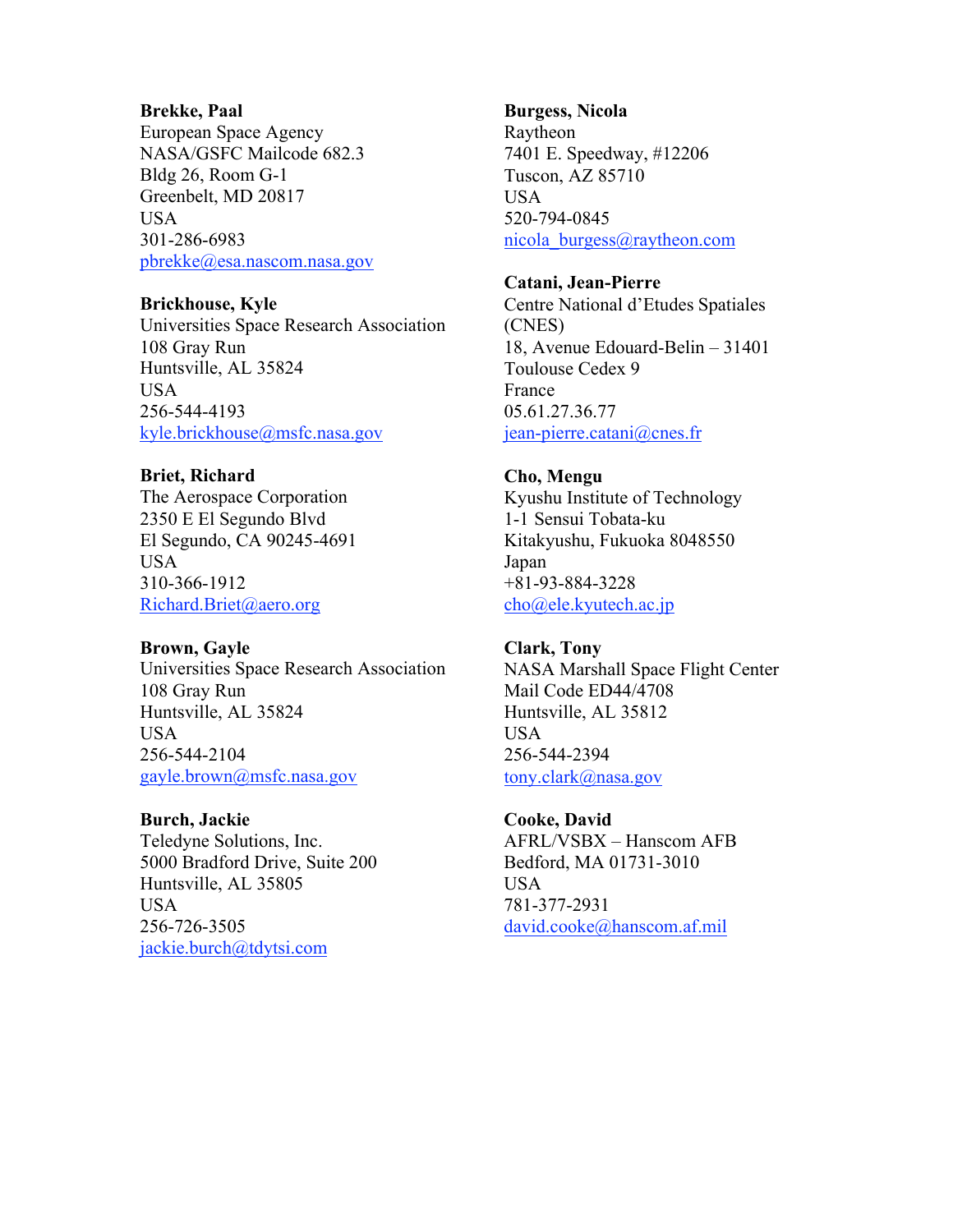**Brekke, Paal**
European Space Agency
NASA/GSFC Mailcode 682.3
Bldg 26, Room G-1
Greenbelt, MD 20817
USA
301-286-6983
pbrekke@esa.nascom.nasa.gov

**Brickhouse, Kyle**
Universities Space Research Association
108 Gray Run
Huntsville, AL 35824
USA
256-544-4193
kyle.brickhouse@msfc.nasa.gov

**Briet, Richard**
The Aerospace Corporation
2350 E El Segundo Blvd
El Segundo, CA 90245-4691
USA
310-366-1912
Richard.Briet@aero.org

**Brown, Gayle**
Universities Space Research Association
108 Gray Run
Huntsville, AL 35824
USA
256-544-2104
gayle.brown@msfc.nasa.gov

**Burch, Jackie**
Teledyne Solutions, Inc.
5000 Bradford Drive, Suite 200
Huntsville, AL 35805
USA
256-726-3505
jackie.burch@tdytsi.com

**Burgess, Nicola**
Raytheon
7401 E. Speedway, #12206
Tuscon, AZ 85710
USA
520-794-0845
nicola_burgess@raytheon.com

**Catani, Jean-Pierre**
Centre National d'Etudes Spatiales (CNES)
18, Avenue Edouard-Belin – 31401
Toulouse Cedex 9
France
05.61.27.36.77
jean-pierre.catani@cnes.fr

**Cho, Mengu**
Kyushu Institute of Technology
1-1 Sensui Tobata-ku
Kitakyushu, Fukuoka 8048550
Japan
+81-93-884-3228
cho@ele.kyutech.ac.jp

**Clark, Tony**
NASA Marshall Space Flight Center
Mail Code ED44/4708
Huntsville, AL 35812
USA
256-544-2394
tony.clark@nasa.gov

**Cooke, David**
AFRL/VSBX – Hanscom AFB
Bedford, MA 01731-3010
USA
781-377-2931
david.cooke@hanscom.af.mil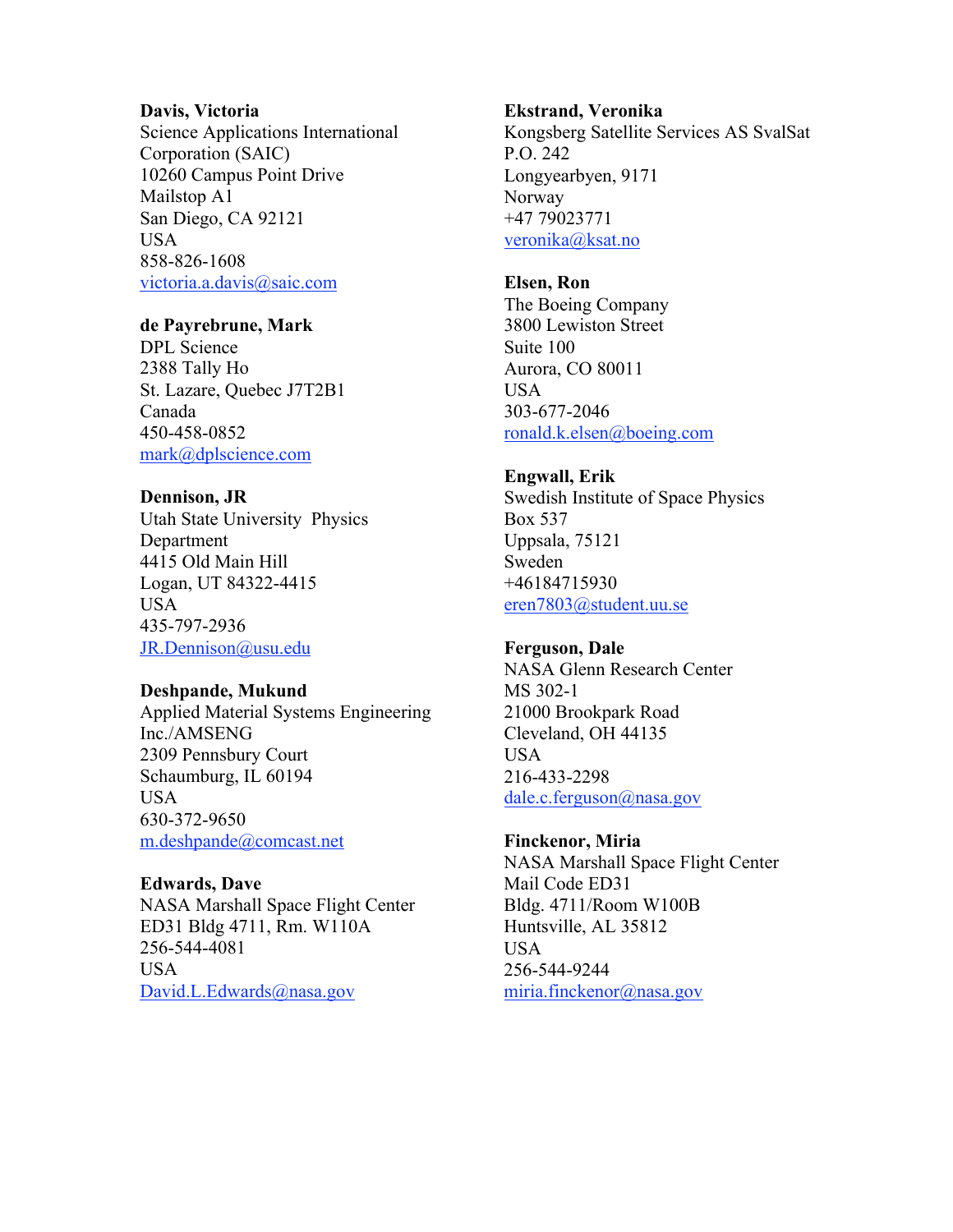**Davis, Victoria**
Science Applications International Corporation (SAIC)
10260 Campus Point Drive
Mailstop A1
San Diego, CA 92121
USA
858-826-1608
victoria.a.davis@saic.com

**de Payrebrune, Mark**
DPL Science
2388 Tally Ho
St. Lazare, Quebec J7T2B1
Canada
450-458-0852
mark@dplscience.com

**Dennison, JR**
Utah State University Physics Department
4415 Old Main Hill
Logan, UT 84322-4415
USA
435-797-2936
JR.Dennison@usu.edu

**Deshpande, Mukund**
Applied Material Systems Engineering Inc./AMSENG
2309 Pennsbury Court
Schaumburg, IL 60194
USA
630-372-9650
m.deshpande@comcast.net

**Edwards, Dave**
NASA Marshall Space Flight Center
ED31 Bldg 4711, Rm. W110A
256-544-4081
USA
David.L.Edwards@nasa.gov

**Ekstrand, Veronika**
Kongsberg Satellite Services AS SvalSat
P.O. 242
Longyearbyen, 9171
Norway
+47 79023771
veronika@ksat.no

**Elsen, Ron**
The Boeing Company
3800 Lewiston Street
Suite 100
Aurora, CO 80011
USA
303-677-2046
ronald.k.elsen@boeing.com

**Engwall, Erik**
Swedish Institute of Space Physics
Box 537
Uppsala, 75121
Sweden
+46184715930
eren7803@student.uu.se

**Ferguson, Dale**
NASA Glenn Research Center
MS 302-1
21000 Brookpark Road
Cleveland, OH 44135
USA
216-433-2298
dale.c.ferguson@nasa.gov

**Finckenor, Miria**
NASA Marshall Space Flight Center
Mail Code ED31
Bldg. 4711/Room W100B
Huntsville, AL 35812
USA
256-544-9244
miria.finckenor@nasa.gov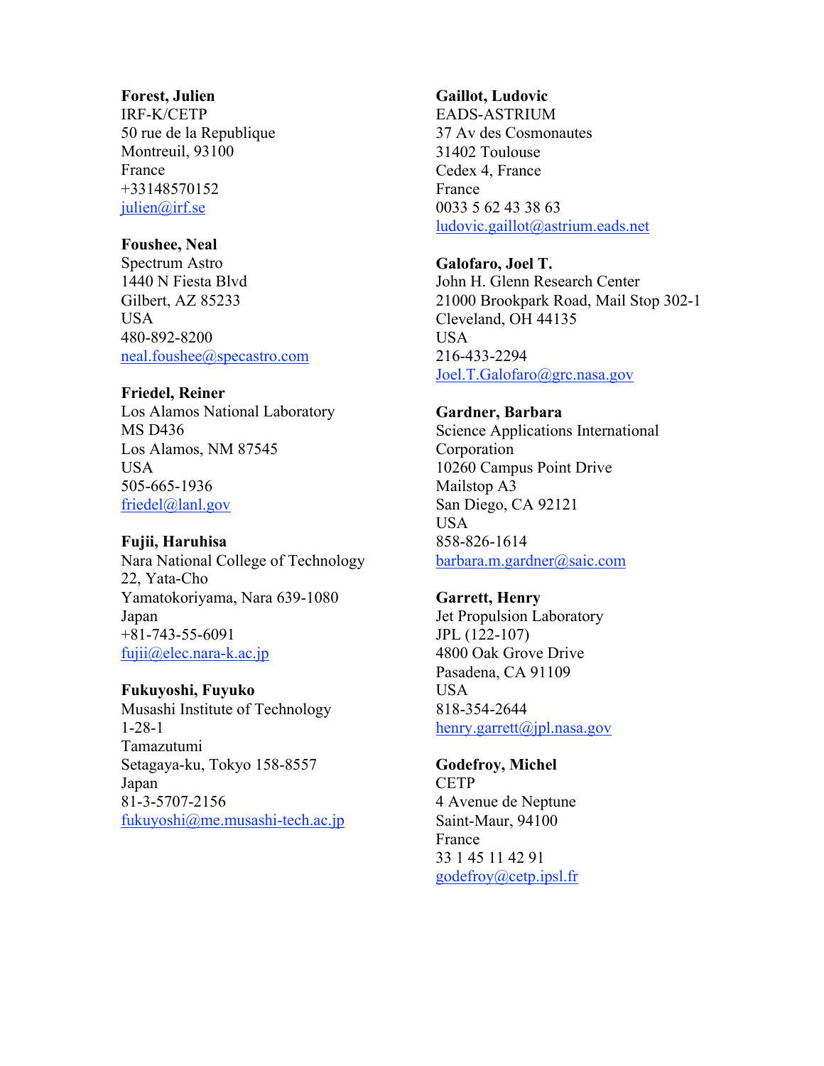**Forest, Julien**
IRF-K/CETP
50 rue de la Republique
Montreuil, 93100
France
+33148570152
julien@irf.se

**Foushee, Neal**
Spectrum Astro
1440 N Fiesta Blvd
Gilbert, AZ 85233
USA
480-892-8200
neal.foushee@specastro.com

**Friedel, Reiner**
Los Alamos National Laboratory
MS D436
Los Alamos, NM 87545
USA
505-665-1936
friedel@lanl.gov

**Fujii, Haruhisa**
Nara National College of Technology
22, Yata-Cho
Yamatokoriyama, Nara 639-1080
Japan
+81-743-55-6091
fujii@elec.nara-k.ac.jp

**Fukuyoshi, Fuyuko**
Musashi Institute of Technology
1-28-1
Tamazutumi
Setagaya-ku, Tokyo 158-8557
Japan
81-3-5707-2156
fukuyoshi@me.musashi-tech.ac.jp

**Gaillot, Ludovic**
EADS-ASTRIUM
37 Av des Cosmonautes
31402 Toulouse
Cedex 4, France
France
0033 5 62 43 38 63
ludovic.gaillot@astrium.eads.net

**Galofaro, Joel T.**
John H. Glenn Research Center
21000 Brookpark Road, Mail Stop 302-1
Cleveland, OH 44135
USA
216-433-2294
Joel.T.Galofaro@grc.nasa.gov

**Gardner, Barbara**
Science Applications International Corporation
10260 Campus Point Drive
Mailstop A3
San Diego, CA 92121
USA
858-826-1614
barbara.m.gardner@saic.com

**Garrett, Henry**
Jet Propulsion Laboratory
JPL (122-107)
4800 Oak Grove Drive
Pasadena, CA 91109
USA
818-354-2644
henry.garrett@jpl.nasa.gov

**Godefroy, Michel**
CETP
4 Avenue de Neptune
Saint-Maur, 94100
France
33 1 45 11 42 91
godefroy@cetp.ipsl.fr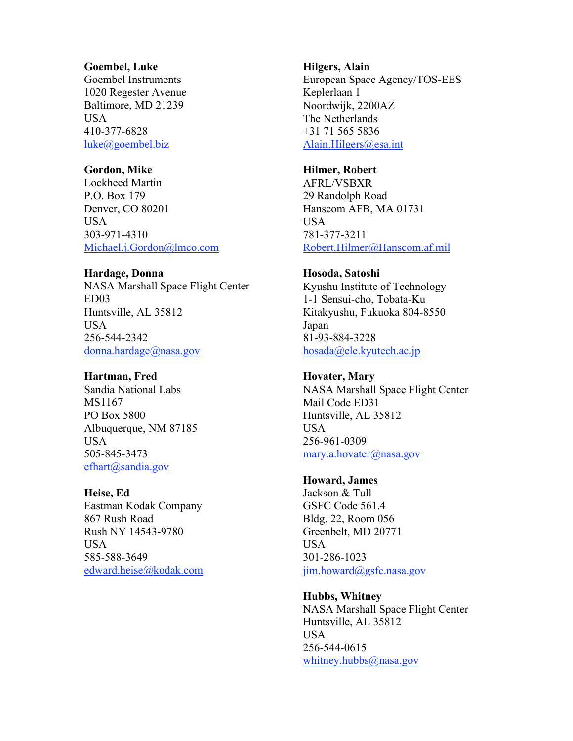**Goembel, Luke**
Goembel Instruments
1020 Regester Avenue
Baltimore, MD 21239
USA
410-377-6828
luke@goembel.biz

**Gordon, Mike**
Lockheed Martin
P.O. Box 179
Denver, CO 80201
USA
303-971-4310
Michael.j.Gordon@lmco.com

**Hardage, Donna**
NASA Marshall Space Flight Center
ED03
Huntsville, AL 35812
USA
256-544-2342
donna.hardage@nasa.gov

**Hartman, Fred**
Sandia National Labs
MS1167
PO Box 5800
Albuquerque, NM 87185
USA
505-845-3473
efhart@sandia.gov

**Heise, Ed**
Eastman Kodak Company
867 Rush Road
Rush NY 14543-9780
USA
585-588-3649
edward.heise@kodak.com

**Hilgers, Alain**
European Space Agency/TOS-EES
Keplerlaan 1
Noordwijk, 2200AZ
The Netherlands
+31 71 565 5836
Alain.Hilgers@esa.int

**Hilmer, Robert**
AFRL/VSBXR
29 Randolph Road
Hanscom AFB, MA 01731
USA
781-377-3211
Robert.Hilmer@Hanscom.af.mil

**Hosoda, Satoshi**
Kyushu Institute of Technology
1-1 Sensui-cho, Tobata-Ku
Kitakyushu, Fukuoka 804-8550
Japan
81-93-884-3228
hosada@ele.kyutech.ac.jp

**Hovater, Mary**
NASA Marshall Space Flight Center
Mail Code ED31
Huntsville, AL 35812
USA
256-961-0309
mary.a.hovater@nasa.gov

**Howard, James**
Jackson & Tull
GSFC Code 561.4
Bldg. 22, Room 056
Greenbelt, MD 20771
USA
301-286-1023
jim.howard@gsfc.nasa.gov

**Hubbs, Whitney**
NASA Marshall Space Flight Center
Huntsville, AL 35812
USA
256-544-0615
whitney.hubbs@nasa.gov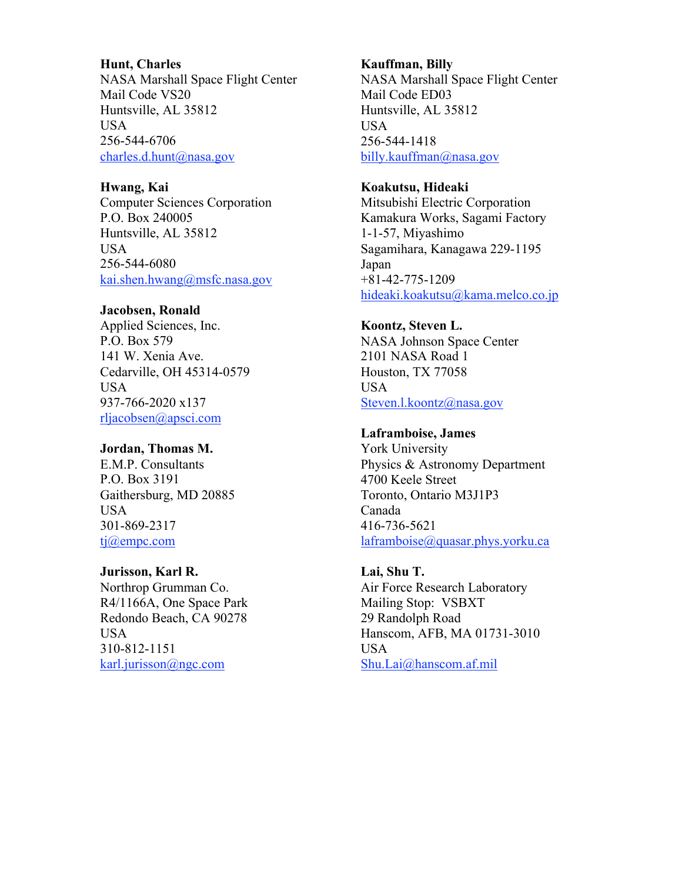**Hunt, Charles**
NASA Marshall Space Flight Center
Mail Code VS20
Huntsville, AL 35812
USA
256-544-6706
charles.d.hunt@nasa.gov

**Hwang, Kai**
Computer Sciences Corporation
P.O. Box 240005
Huntsville, AL 35812
USA
256-544-6080
kai.shen.hwang@msfc.nasa.gov

**Jacobsen, Ronald**
Applied Sciences, Inc.
P.O. Box 579
141 W. Xenia Ave.
Cedarville, OH 45314-0579
USA
937-766-2020 x137
rljacobsen@apsci.com

**Jordan, Thomas M.**
E.M.P. Consultants
P.O. Box 3191
Gaithersburg, MD 20885
USA
301-869-2317
tj@empc.com

**Jurisson, Karl R.**
Northrop Grumman Co.
R4/1166A, One Space Park
Redondo Beach, CA 90278
USA
310-812-1151
karl.jurisson@ngc.com

**Kauffman, Billy**
NASA Marshall Space Flight Center
Mail Code ED03
Huntsville, AL 35812
USA
256-544-1418
billy.kauffman@nasa.gov

**Koakutsu, Hideaki**
Mitsubishi Electric Corporation
Kamakura Works, Sagami Factory
1-1-57, Miyashimo
Sagamihara, Kanagawa 229-1195
Japan
+81-42-775-1209
hideaki.koakutsu@kama.melco.co.jp

**Koontz, Steven L.**
NASA Johnson Space Center
2101 NASA Road 1
Houston, TX 77058
USA
Steven.l.koontz@nasa.gov

**Laframboise, James**
York University
Physics & Astronomy Department
4700 Keele Street
Toronto, Ontario M3J1P3
Canada
416-736-5621
laframboise@quasar.phys.yorku.ca

**Lai, Shu T.**
Air Force Research Laboratory
Mailing Stop: VSBXT
29 Randolph Road
Hanscom, AFB, MA 01731-3010
USA
Shu.Lai@hanscom.af.mil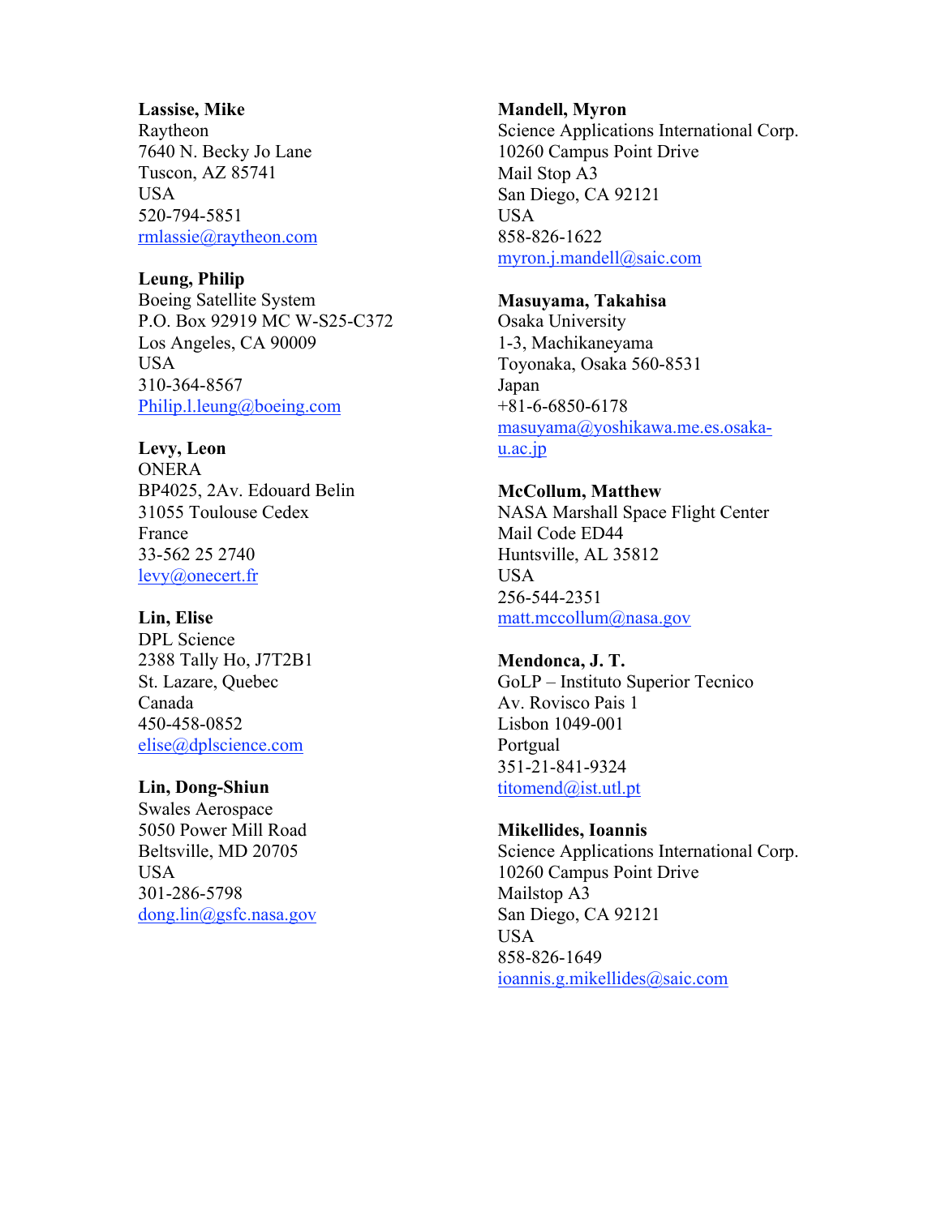**Lassise, Mike**
Raytheon
7640 N. Becky Jo Lane
Tuscon, AZ 85741
USA
520-794-5851
rmlassie@raytheon.com

**Leung, Philip**
Boeing Satellite System
P.O. Box 92919 MC W-S25-C372
Los Angeles, CA 90009
USA
310-364-8567
Philip.l.leung@boeing.com

**Levy, Leon**
ONERA
BP4025, 2Av. Edouard Belin
31055 Toulouse Cedex
France
33-562 25 2740
levy@onecert.fr

**Lin, Elise**
DPL Science
2388 Tally Ho, J7T2B1
St. Lazare, Quebec
Canada
450-458-0852
elise@dplscience.com

**Lin, Dong-Shiun**
Swales Aerospace
5050 Power Mill Road
Beltsville, MD 20705
USA
301-286-5798
dong.lin@gsfc.nasa.gov

**Mandell, Myron**
Science Applications International Corp.
10260 Campus Point Drive
Mail Stop A3
San Diego, CA 92121
USA
858-826-1622
myron.j.mandell@saic.com

**Masuyama, Takahisa**
Osaka University
1-3, Machikaneyama
Toyonaka, Osaka 560-8531
Japan
+81-6-6850-6178
masuyama@yoshikawa.me.es.osaka-u.ac.jp

**McCollum, Matthew**
NASA Marshall Space Flight Center
Mail Code ED44
Huntsville, AL 35812
USA
256-544-2351
matt.mccollum@nasa.gov

**Mendonca, J. T.**
GoLP – Instituto Superior Tecnico
Av. Rovisco Pais 1
Lisbon 1049-001
Portgual
351-21-841-9324
titomend@ist.utl.pt

**Mikellides, Ioannis**
Science Applications International Corp.
10260 Campus Point Drive
Mailstop A3
San Diego, CA 92121
USA
858-826-1649
ioannis.g.mikellides@saic.com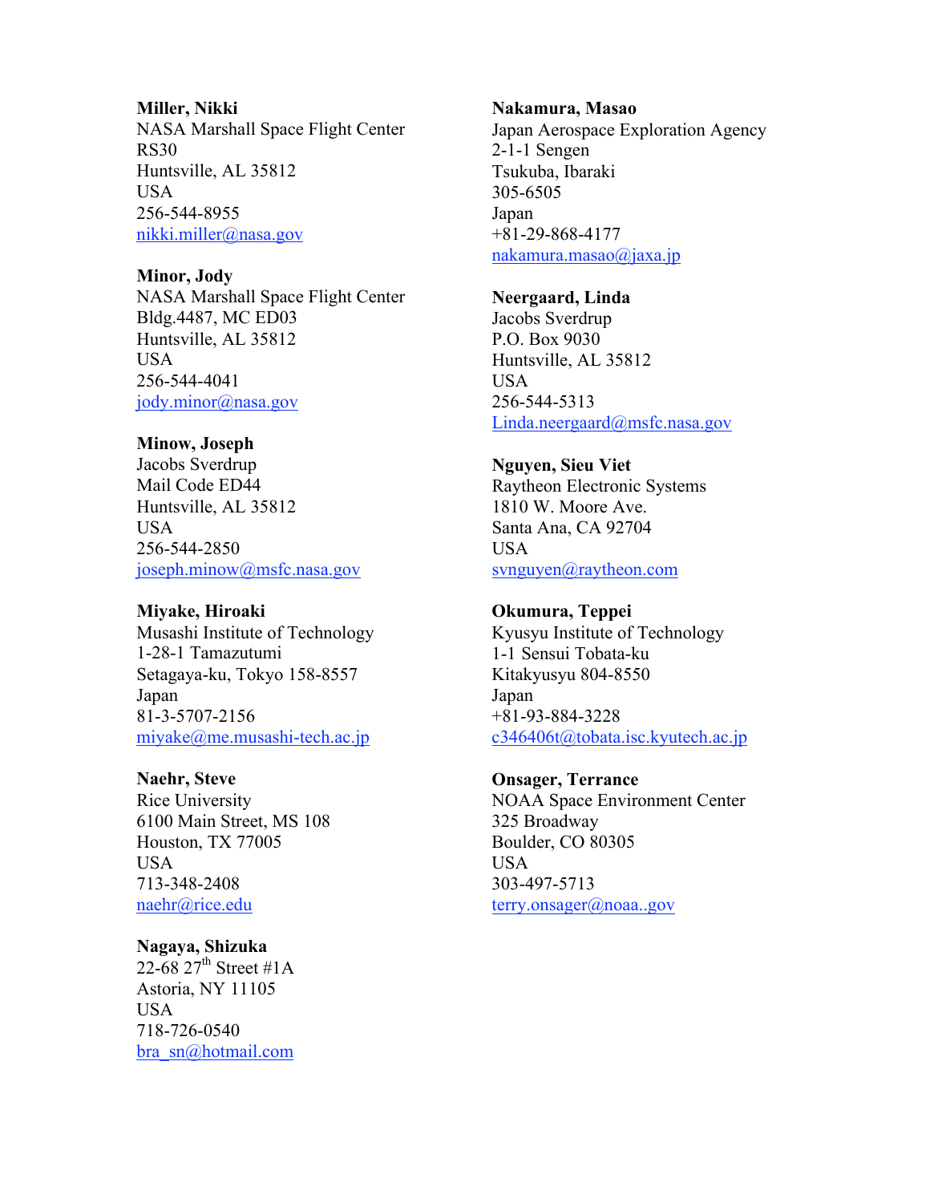**Miller, Nikki**
NASA Marshall Space Flight Center
RS30
Huntsville, AL 35812
USA
256-544-8955
nikki.miller@nasa.gov

**Minor, Jody**
NASA Marshall Space Flight Center
Bldg.4487, MC ED03
Huntsville, AL 35812
USA
256-544-4041
jody.minor@nasa.gov

**Minow, Joseph**
Jacobs Sverdrup
Mail Code ED44
Huntsville, AL 35812
USA
256-544-2850
joseph.minow@msfc.nasa.gov

**Miyake, Hiroaki**
Musashi Institute of Technology
1-28-1 Tamazutumi
Setagaya-ku, Tokyo 158-8557
Japan
81-3-5707-2156
miyake@me.musashi-tech.ac.jp

**Naehr, Steve**
Rice University
6100 Main Street, MS 108
Houston, TX 77005
USA
713-348-2408
naehr@rice.edu

**Nagaya, Shizuka**
22-68 27th Street #1A
Astoria, NY 11105
USA
718-726-0540
bra_sn@hotmail.com

**Nakamura, Masao**
Japan Aerospace Exploration Agency
2-1-1 Sengen
Tsukuba, Ibaraki
305-6505
Japan
+81-29-868-4177
nakamura.masao@jaxa.jp

**Neergaard, Linda**
Jacobs Sverdrup
P.O. Box 9030
Huntsville, AL 35812
USA
256-544-5313
Linda.neergaard@msfc.nasa.gov

**Nguyen, Sieu Viet**
Raytheon Electronic Systems
1810 W. Moore Ave.
Santa Ana, CA 92704
USA
svnguyen@raytheon.com

**Okumura, Teppei**
Kyusyu Institute of Technology
1-1 Sensui Tobata-ku
Kitakyusyu 804-8550
Japan
+81-93-884-3228
c346406t@tobata.isc.kyutech.ac.jp

**Onsager, Terrance**
NOAA Space Environment Center
325 Broadway
Boulder, CO 80305
USA
303-497-5713
terry.onsager@noaa..gov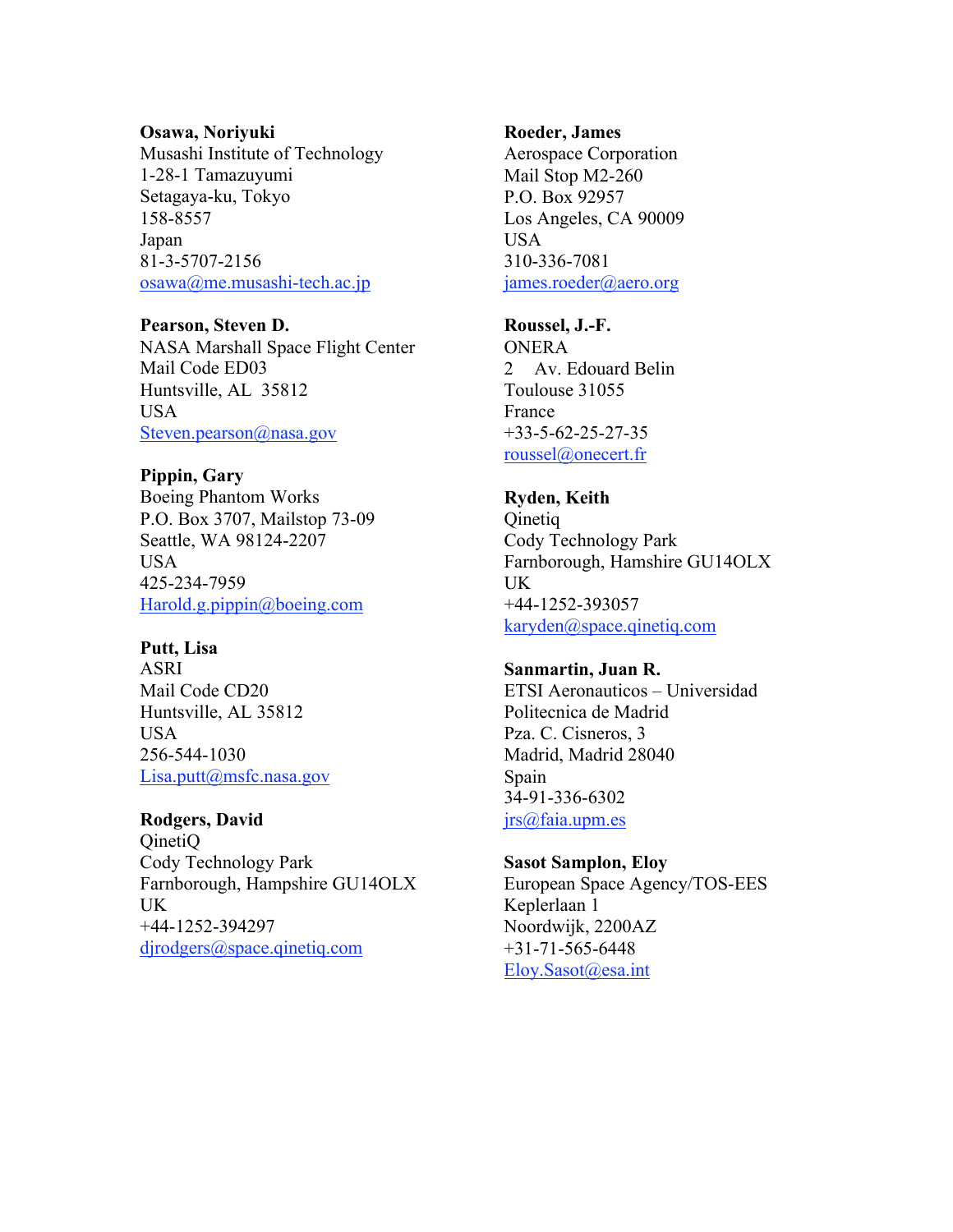**Osawa, Noriyuki**
Musashi Institute of Technology
1-28-1 Tamazuyumi
Setagaya-ku, Tokyo
158-8557
Japan
81-3-5707-2156
osawa@me.musashi-tech.ac.jp

**Pearson, Steven D.**
NASA Marshall Space Flight Center
Mail Code ED03
Huntsville, AL 35812
USA
Steven.pearson@nasa.gov

**Pippin, Gary**
Boeing Phantom Works
P.O. Box 3707, Mailstop 73-09
Seattle, WA 98124-2207
USA
425-234-7959
Harold.g.pippin@boeing.com

**Putt, Lisa**
ASRI
Mail Code CD20
Huntsville, AL 35812
USA
256-544-1030
Lisa.putt@msfc.nasa.gov

**Rodgers, David**
QinetiQ
Cody Technology Park
Farnborough, Hampshire GU14OLX
UK
+44-1252-394297
djrodgers@space.qinetiq.com

**Roeder, James**
Aerospace Corporation
Mail Stop M2-260
P.O. Box 92957
Los Angeles, CA 90009
USA
310-336-7081
james.roeder@aero.org

**Roussel, J.-F.**
ONERA
2 Av. Edouard Belin
Toulouse 31055
France
+33-5-62-25-27-35
roussel@onecert.fr

**Ryden, Keith**
Qinetiq
Cody Technology Park
Farnborough, Hamshire GU14OLX
UK
+44-1252-393057
karyden@space.qinetiq.com

**Sanmartin, Juan R.**
ETSI Aeronauticos – Universidad Politecnica de Madrid
Pza. C. Cisneros, 3
Madrid, Madrid 28040
Spain
34-91-336-6302
jrs@faia.upm.es

**Sasot Samplon, Eloy**
European Space Agency/TOS-EES
Keplerlaan 1
Noordwijk, 2200AZ
+31-71-565-6448
Eloy.Sasot@esa.int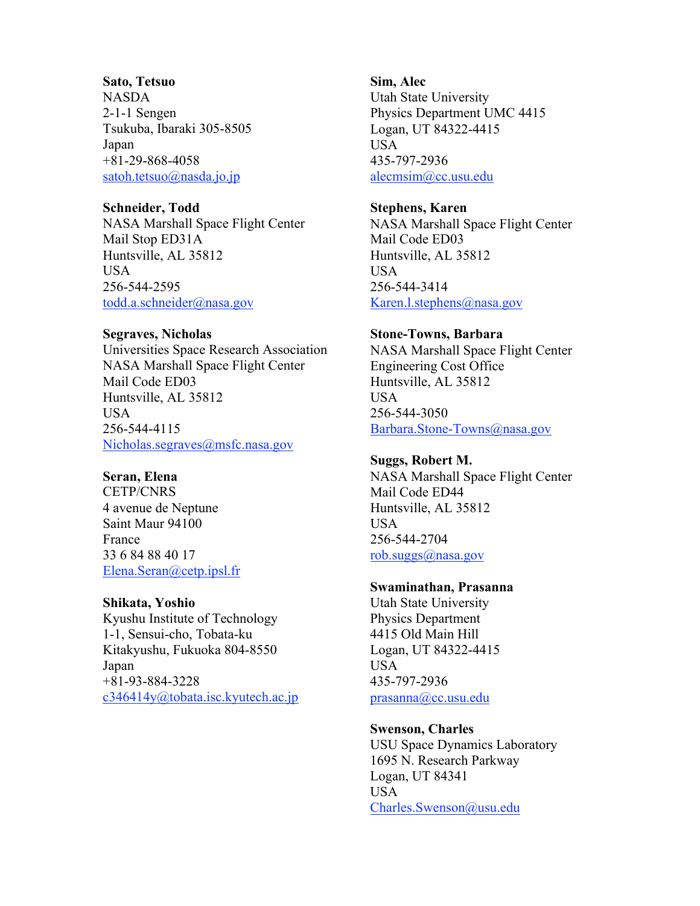**Sato, Tetsuo**
NASDA
2-1-1 Sengen
Tsukuba, Ibaraki 305-8505
Japan
+81-29-868-4058
satoh.tetsuo@nasda.jo.jp

**Schneider, Todd**
NASA Marshall Space Flight Center
Mail Stop ED31A
Huntsville, AL 35812
USA
256-544-2595
todd.a.schneider@nasa.gov

**Segraves, Nicholas**
Universities Space Research Association
NASA Marshall Space Flight Center
Mail Code ED03
Huntsville, AL 35812
USA
256-544-4115
Nicholas.segraves@msfc.nasa.gov

**Seran, Elena**
CETP/CNRS
4 avenue de Neptune
Saint Maur 94100
France
33 6 84 88 40 17
Elena.Seran@cetp.ipsl.fr

**Shikata, Yoshio**
Kyushu Institute of Technology
1-1, Sensui-cho, Tobata-ku
Kitakyushu, Fukuoka 804-8550
Japan
+81-93-884-3228
c346414y@tobata.isc.kyutech.ac.jp

**Sim, Alec**
Utah State University
Physics Department UMC 4415
Logan, UT 84322-4415
USA
435-797-2936
alecmsim@cc.usu.edu

**Stephens, Karen**
NASA Marshall Space Flight Center
Mail Code ED03
Huntsville, AL 35812
USA
256-544-3414
Karen.l.stephens@nasa.gov

**Stone-Towns, Barbara**
NASA Marshall Space Flight Center
Engineering Cost Office
Huntsville, AL 35812
USA
256-544-3050
Barbara.Stone-Towns@nasa.gov

**Suggs, Robert M.**
NASA Marshall Space Flight Center
Mail Code ED44
Huntsville, AL 35812
USA
256-544-2704
rob.suggs@nasa.gov

**Swaminathan, Prasanna**
Utah State University
Physics Department
4415 Old Main Hill
Logan, UT 84322-4415
USA
435-797-2936
prasanna@cc.usu.edu

**Swenson, Charles**
USU Space Dynamics Laboratory
1695 N. Research Parkway
Logan, UT 84341
USA
Charles.Swenson@usu.edu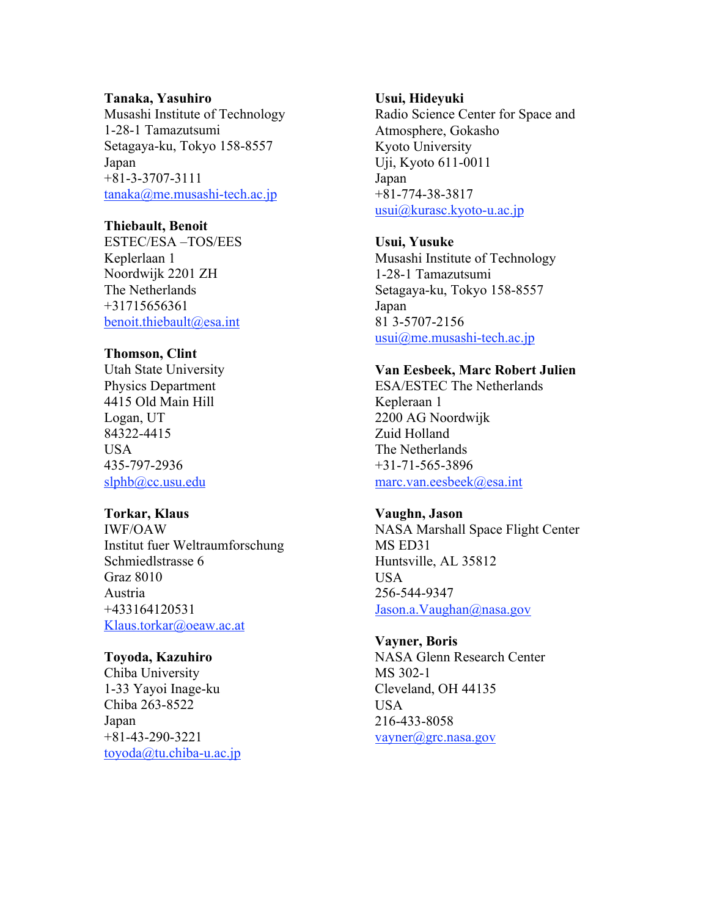**Tanaka, Yasuhiro**
Musashi Institute of Technology
1-28-1 Tamazutsumi
Setagaya-ku, Tokyo 158-8557
Japan
+81-3-3707-3111
tanaka@me.musashi-tech.ac.jp

**Thiebault, Benoit**
ESTEC/ESA –TOS/EES
Keplerlaan 1
Noordwijk 2201 ZH
The Netherlands
+31715656361
benoit.thiebault@esa.int

**Thomson, Clint**
Utah State University
Physics Department
4415 Old Main Hill
Logan, UT
84322-4415
USA
435-797-2936
slphb@cc.usu.edu

**Torkar, Klaus**
IWF/OAW
Institut fuer Weltraumforschung
Schmiedlstrasse 6
Graz 8010
Austria
+433164120531
Klaus.torkar@oeaw.ac.at

**Toyoda, Kazuhiro**
Chiba University
1-33 Yayoi Inage-ku
Chiba 263-8522
Japan
+81-43-290-3221
toyoda@tu.chiba-u.ac.jp

**Usui, Hideyuki**
Radio Science Center for Space and Atmosphere, Gokasho
Kyoto University
Uji, Kyoto 611-0011
Japan
+81-774-38-3817
usui@kurasc.kyoto-u.ac.jp

**Usui, Yusuke**
Musashi Institute of Technology
1-28-1 Tamazutsumi
Setagaya-ku, Tokyo 158-8557
Japan
81 3-5707-2156
usui@me.musashi-tech.ac.jp

**Van Eesbeek, Marc Robert Julien**
ESA/ESTEC The Netherlands
Kepleraan 1
2200 AG Noordwijk
Zuid Holland
The Netherlands
+31-71-565-3896
marc.van.eesbeek@esa.int

**Vaughn, Jason**
NASA Marshall Space Flight Center
MS ED31
Huntsville, AL 35812
USA
256-544-9347
Jason.a.Vaughan@nasa.gov

**Vayner, Boris**
NASA Glenn Research Center
MS 302-1
Cleveland, OH 44135
USA
216-433-8058
vayner@grc.nasa.gov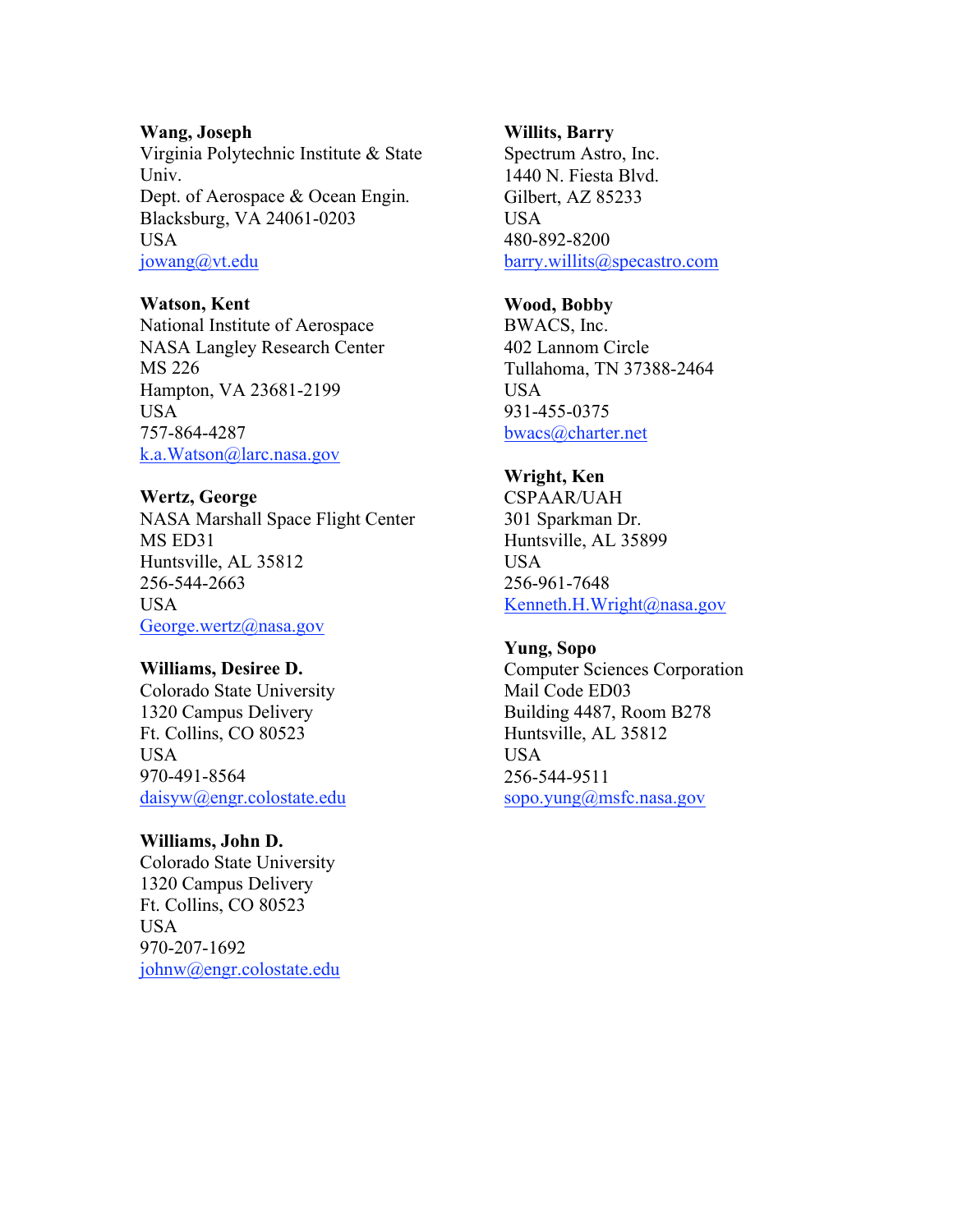**Wang, Joseph**
Virginia Polytechnic Institute & State Univ.
Dept. of Aerospace & Ocean Engin.
Blacksburg, VA 24061-0203
USA
jowang@vt.edu

**Watson, Kent**
National Institute of Aerospace
NASA Langley Research Center
MS 226
Hampton, VA 23681-2199
USA
757-864-4287
k.a.Watson@larc.nasa.gov

**Wertz, George**
NASA Marshall Space Flight Center
MS ED31
Huntsville, AL 35812
256-544-2663
USA
George.wertz@nasa.gov

**Williams, Desiree D.**
Colorado State University
1320 Campus Delivery
Ft. Collins, CO 80523
USA
970-491-8564
daisyw@engr.colostate.edu

**Williams, John D.**
Colorado State University
1320 Campus Delivery
Ft. Collins, CO 80523
USA
970-207-1692
johnw@engr.colostate.edu

**Willits, Barry**
Spectrum Astro, Inc.
1440 N. Fiesta Blvd.
Gilbert, AZ 85233
USA
480-892-8200
barry.willits@specastro.com

**Wood, Bobby**
BWACS, Inc.
402 Lannom Circle
Tullahoma, TN 37388-2464
USA
931-455-0375
bwacs@charter.net

**Wright, Ken**
CSPAAR/UAH
301 Sparkman Dr.
Huntsville, AL 35899
USA
256-961-7648
Kenneth.H.Wright@nasa.gov

**Yung, Sopo**
Computer Sciences Corporation
Mail Code ED03
Building 4487, Room B278
Huntsville, AL 35812
USA
256-544-9511
sopo.yung@msfc.nasa.gov